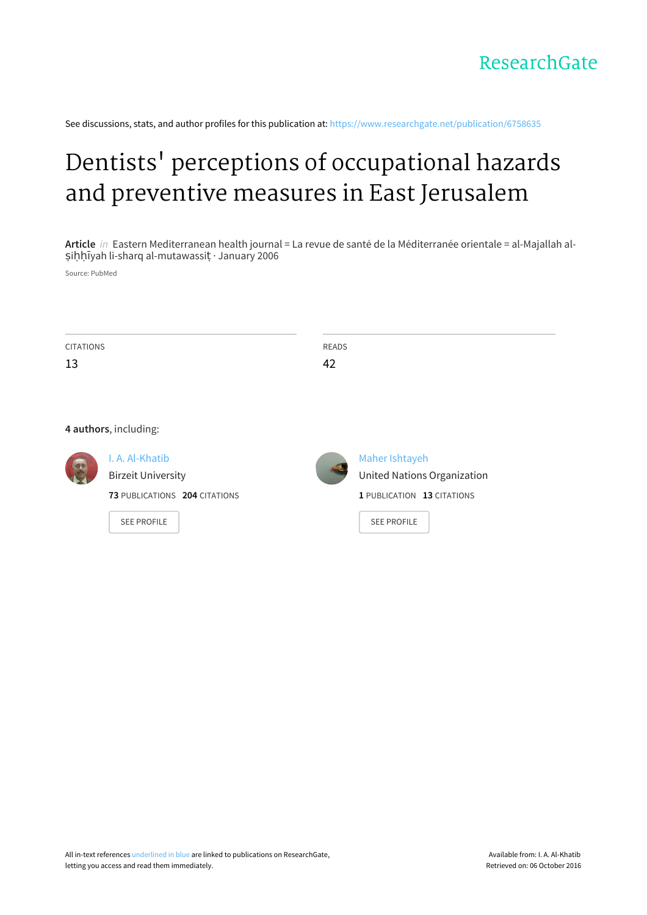ResearchGate

See discussions, stats, and author profiles for this publication at: https://www.researchgate.net/publication/6758635

# Dentists' perceptions of occupational hazards and preventive measures in East Jerusalem

**Article** *in* Eastern Mediterranean health journal = La revue de santé de la Méditerranée orientale = al-Majallah al-ṣiḥḥīyah li-sharq al-mutawassiṭ · January 2006

Source: PubMed

| CITATIONS | READS |
|---|---|
| 13 | 42 |

**4 authors**, including:

I. A. Al-Khatib
Birzeit University
**73** PUBLICATIONS **204** CITATIONS

SEE PROFILE

Maher Ishtayeh
United Nations Organization
**1** PUBLICATION **13** CITATIONS

SEE PROFILE

All in-text references underlined in blue are linked to publications on ResearchGate, letting you access and read them immediately.

Available from: I. A. Al-Khatib
Retrieved on: 06 October 2016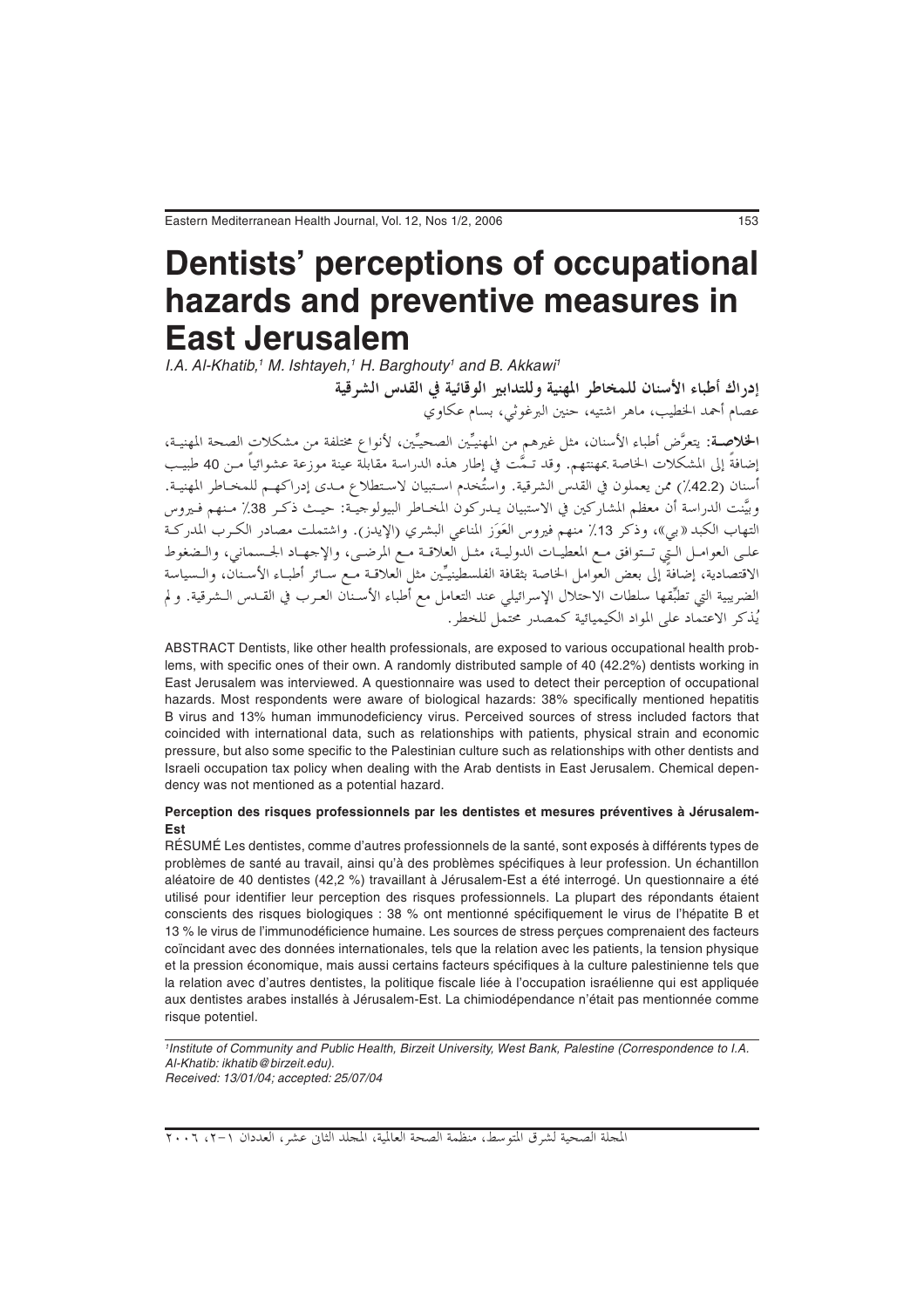# Dentists' perceptions of occupational hazards and preventive measures in East Jerusalem

*I.A. Al-Khatib,[1] M. Ishtayeh,[1] H. Barghouty[1] and B. Akkawi[1]*

**إدراك أطباء الأسنان للمخاطر المهنية وللتدابير الوقائية في القدس الشرقية**

عصام أحمد الخطيب، ماهر اشتيه، حنين البرغوثي، بسام عكاوي

**الخلاصـة:** يتعرَّض أطباء الأسنان، مثل غيرهم من المهنيِّين الصحيِّين، لأنواع مختلفة من مشكلات الصحة المهنية، إضافةً إلى المشكلات الخاصة بمهنتهم. وقد تـمَّت في إطار هذه الدراسة مقابلة عينة موزعة عشوائياً من 40 طبيب أسنان (42.2٪) ممن يعملون في القدس الشرقية. واستُخدم استبيان لاستطلاع مدى إدراكهم للمخاطر المهنية. وبيَّنت الدراسة أن معظم المشاركين في الاستبيان يدركون المخاطر البيولوجية: حيث ذكر 38٪ منهم فيروس التهاب الكبد «بي»، وذكر 13٪ منهم فيروس العَوَز المناعي البشري (الإيدز). واشتملت مصادر الكرب المدركة على العوامل التي تتوافق مع المعطيات الدولية، مثل العلاقة مع المرضى، والإجهاد الجسماني، والضغوط الاقتصادية، إضافةً إلى بعض العوامل الخاصة بثقافة الفلسطينيِّين مثل العلاقة مع سائر أطباء الأسنان، والسياسة الضريبية التي تطبِّقها سلطات الاحتلال الإسرائيلي عند التعامل مع أطباء الأسنان العرب في القدس الشرقية. ولم يُذكر الاعتماد على المواد الكيميائية كمصدر محتمل للخطر.

ABSTRACT Dentists, like other health professionals, are exposed to various occupational health problems, with specific ones of their own. A randomly distributed sample of 40 (42.2%) dentists working in East Jerusalem was interviewed. A questionnaire was used to detect their perception of occupational hazards. Most respondents were aware of biological hazards: 38% specifically mentioned hepatitis B virus and 13% human immunodeficiency virus. Perceived sources of stress included factors that coincided with international data, such as relationships with patients, physical strain and economic pressure, but also some specific to the Palestinian culture such as relationships with other dentists and Israeli occupation tax policy when dealing with the Arab dentists in East Jerusalem. Chemical dependency was not mentioned as a potential hazard.

**Perception des risques professionnels par les dentistes et mesures préventives à Jérusalem-Est**

RÉSUMÉ Les dentistes, comme d'autres professionnels de la santé, sont exposés à différents types de problèmes de santé au travail, ainsi qu'à des problèmes spécifiques à leur profession. Un échantillon aléatoire de 40 dentistes (42,2 %) travaillant à Jérusalem-Est a été interrogé. Un questionnaire a été utilisé pour identifier leur perception des risques professionnels. La plupart des répondants étaient conscients des risques biologiques : 38 % ont mentionné spécifiquement le virus de l'hépatite B et 13 % le virus de l'immunodéficience humaine. Les sources de stress perçues comprenaient des facteurs coïncidant avec des données internationales, tels que la relation avec les patients, la tension physique et la pression économique, mais aussi certains facteurs spécifiques à la culture palestinienne tels que la relation avec d'autres dentistes, la politique fiscale liée à l'occupation israélienne qui est appliquée aux dentistes arabes installés à Jérusalem-Est. La chimiodépendance n'était pas mentionnée comme risque potentiel.

---

[1]*Institute of Community and Public Health, Birzeit University, West Bank, Palestine (Correspondence to I.A. Al-Khatib: ikhatib@birzeit.edu).*
*Received: 13/01/04; accepted: 25/07/04*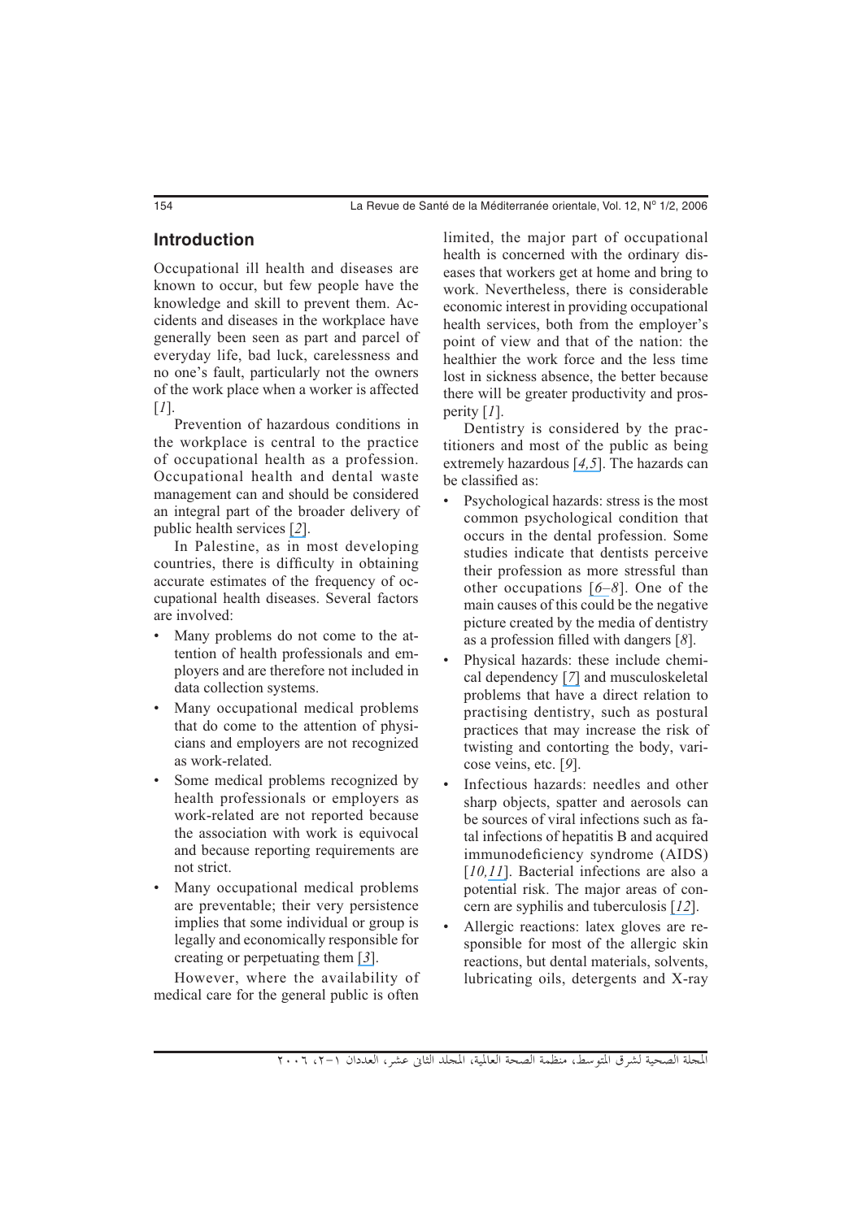## Introduction

Occupational ill health and diseases are known to occur, but few people have the knowledge and skill to prevent them. Accidents and diseases in the workplace have generally been seen as part and parcel of everyday life, bad luck, carelessness and no one's fault, particularly not the owners of the work place when a worker is affected [1].

Prevention of hazardous conditions in the workplace is central to the practice of occupational health as a profession. Occupational health and dental waste management can and should be considered an integral part of the broader delivery of public health services [2].

In Palestine, as in most developing countries, there is difficulty in obtaining accurate estimates of the frequency of occupational health diseases. Several factors are involved:

- Many problems do not come to the attention of health professionals and employers and are therefore not included in data collection systems.
- Many occupational medical problems that do come to the attention of physicians and employers are not recognized as work-related.
- Some medical problems recognized by health professionals or employers as work-related are not reported because the association with work is equivocal and because reporting requirements are not strict.
- Many occupational medical problems are preventable; their very persistence implies that some individual or group is legally and economically responsible for creating or perpetuating them [3].

However, where the availability of medical care for the general public is often limited, the major part of occupational health is concerned with the ordinary diseases that workers get at home and bring to work. Nevertheless, there is considerable economic interest in providing occupational health services, both from the employer's point of view and that of the nation: the healthier the work force and the less time lost in sickness absence, the better because there will be greater productivity and prosperity [1].

Dentistry is considered by the practitioners and most of the public as being extremely hazardous [4,5]. The hazards can be classified as:

- Psychological hazards: stress is the most common psychological condition that occurs in the dental profession. Some studies indicate that dentists perceive their profession as more stressful than other occupations [6–8]. One of the main causes of this could be the negative picture created by the media of dentistry as a profession filled with dangers [8].
- Physical hazards: these include chemical dependency [7] and musculoskeletal problems that have a direct relation to practising dentistry, such as postural practices that may increase the risk of twisting and contorting the body, varicose veins, etc. [9].
- Infectious hazards: needles and other sharp objects, spatter and aerosols can be sources of viral infections such as fatal infections of hepatitis B and acquired immunodeficiency syndrome (AIDS) [10,11]. Bacterial infections are also a potential risk. The major areas of concern are syphilis and tuberculosis [12].
- Allergic reactions: latex gloves are responsible for most of the allergic skin reactions, but dental materials, solvents, lubricating oils, detergents and X-ray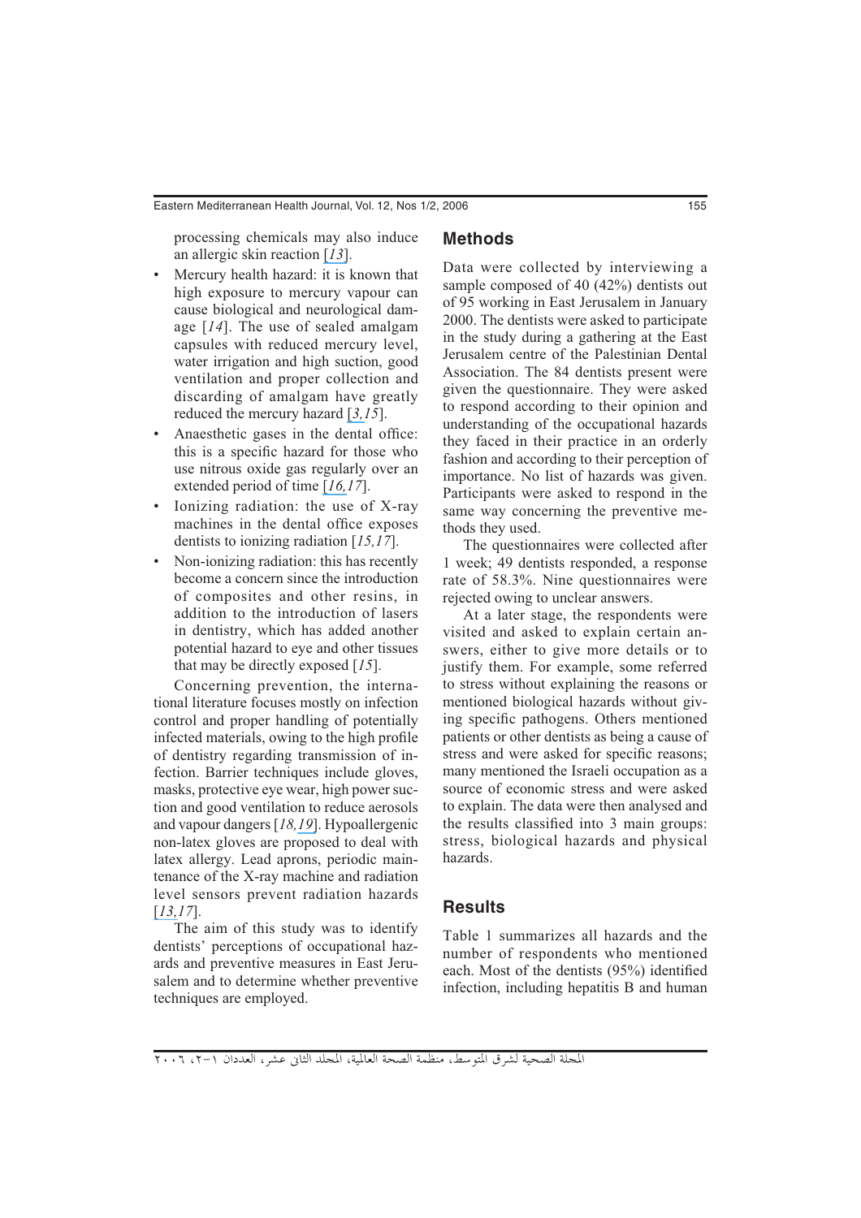processing chemicals may also induce an allergic skin reaction [13].

- Mercury health hazard: it is known that high exposure to mercury vapour can cause biological and neurological damage [14]. The use of sealed amalgam capsules with reduced mercury level, water irrigation and high suction, good ventilation and proper collection and discarding of amalgam have greatly reduced the mercury hazard [3,15].
- Anaesthetic gases in the dental office: this is a specific hazard for those who use nitrous oxide gas regularly over an extended period of time [16,17].
- Ionizing radiation: the use of X-ray machines in the dental office exposes dentists to ionizing radiation [15,17].
- Non-ionizing radiation: this has recently become a concern since the introduction of composites and other resins, in addition to the introduction of lasers in dentistry, which has added another potential hazard to eye and other tissues that may be directly exposed [15].

Concerning prevention, the international literature focuses mostly on infection control and proper handling of potentially infected materials, owing to the high profile of dentistry regarding transmission of infection. Barrier techniques include gloves, masks, protective eye wear, high power suction and good ventilation to reduce aerosols and vapour dangers [18,19]. Hypoallergenic non-latex gloves are proposed to deal with latex allergy. Lead aprons, periodic maintenance of the X-ray machine and radiation level sensors prevent radiation hazards [13,17].

The aim of this study was to identify dentists' perceptions of occupational hazards and preventive measures in East Jerusalem and to determine whether preventive techniques are employed.

## Methods

Data were collected by interviewing a sample composed of 40 (42%) dentists out of 95 working in East Jerusalem in January 2000. The dentists were asked to participate in the study during a gathering at the East Jerusalem centre of the Palestinian Dental Association. The 84 dentists present were given the questionnaire. They were asked to respond according to their opinion and understanding of the occupational hazards they faced in their practice in an orderly fashion and according to their perception of importance. No list of hazards was given. Participants were asked to respond in the same way concerning the preventive methods they used.

The questionnaires were collected after 1 week; 49 dentists responded, a response rate of 58.3%. Nine questionnaires were rejected owing to unclear answers.

At a later stage, the respondents were visited and asked to explain certain answers, either to give more details or to justify them. For example, some referred to stress without explaining the reasons or mentioned biological hazards without giving specific pathogens. Others mentioned patients or other dentists as being a cause of stress and were asked for specific reasons; many mentioned the Israeli occupation as a source of economic stress and were asked to explain. The data were then analysed and the results classified into 3 main groups: stress, biological hazards and physical hazards.

## Results

Table 1 summarizes all hazards and the number of respondents who mentioned each. Most of the dentists (95%) identified infection, including hepatitis B and human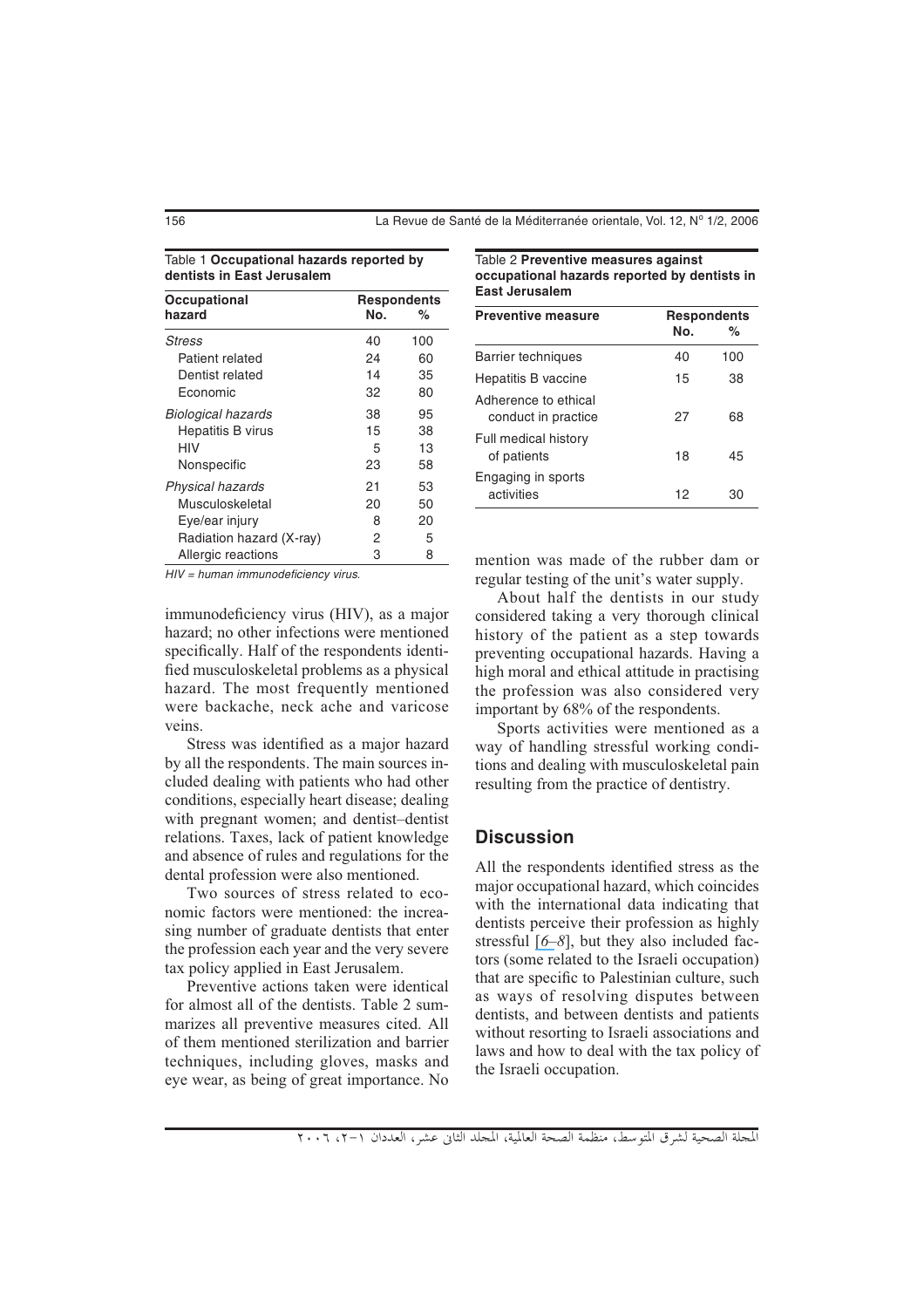Table 1 **Occupational hazards reported by dentists in East Jerusalem**

| Occupational hazard | Respondents No. | % |
|---|---|---|
| *Stress* | 40 | 100 |
| Patient related | 24 | 60 |
| Dentist related | 14 | 35 |
| Economic | 32 | 80 |
| *Biological hazards* | 38 | 95 |
| Hepatitis B virus | 15 | 38 |
| HIV | 5 | 13 |
| Nonspecific | 23 | 58 |
| *Physical hazards* | 21 | 53 |
| Musculoskeletal | 20 | 50 |
| Eye/ear injury | 8 | 20 |
| Radiation hazard (X-ray) | 2 | 5 |
| Allergic reactions | 3 | 8 |

*HIV = human immunodeficiency virus.*

immunodeficiency virus (HIV), as a major hazard; no other infections were mentioned specifically. Half of the respondents identified musculoskeletal problems as a physical hazard. The most frequently mentioned were backache, neck ache and varicose veins.

Stress was identified as a major hazard by all the respondents. The main sources included dealing with patients who had other conditions, especially heart disease; dealing with pregnant women; and dentist–dentist relations. Taxes, lack of patient knowledge and absence of rules and regulations for the dental profession were also mentioned.

Two sources of stress related to economic factors were mentioned: the increasing number of graduate dentists that enter the profession each year and the very severe tax policy applied in East Jerusalem.

Preventive actions taken were identical for almost all of the dentists. Table 2 summarizes all preventive measures cited. All of them mentioned sterilization and barrier techniques, including gloves, masks and eye wear, as being of great importance. No mention was made of the rubber dam or regular testing of the unit's water supply.

Table 2 **Preventive measures against occupational hazards reported by dentists in East Jerusalem**

| Preventive measure | Respondents No. | % |
|---|---|---|
| Barrier techniques | 40 | 100 |
| Hepatitis B vaccine | 15 | 38 |
| Adherence to ethical conduct in practice | 27 | 68 |
| Full medical history of patients | 18 | 45 |
| Engaging in sports activities | 12 | 30 |

About half the dentists in our study considered taking a very thorough clinical history of the patient as a step towards preventing occupational hazards. Having a high moral and ethical attitude in practising the profession was also considered very important by 68% of the respondents.

Sports activities were mentioned as a way of handling stressful working conditions and dealing with musculoskeletal pain resulting from the practice of dentistry.

## Discussion

All the respondents identified stress as the major occupational hazard, which coincides with the international data indicating that dentists perceive their profession as highly stressful [*6–8*], but they also included factors (some related to the Israeli occupation) that are specific to Palestinian culture, such as ways of resolving disputes between dentists, and between dentists and patients without resorting to Israeli associations and laws and how to deal with the tax policy of the Israeli occupation.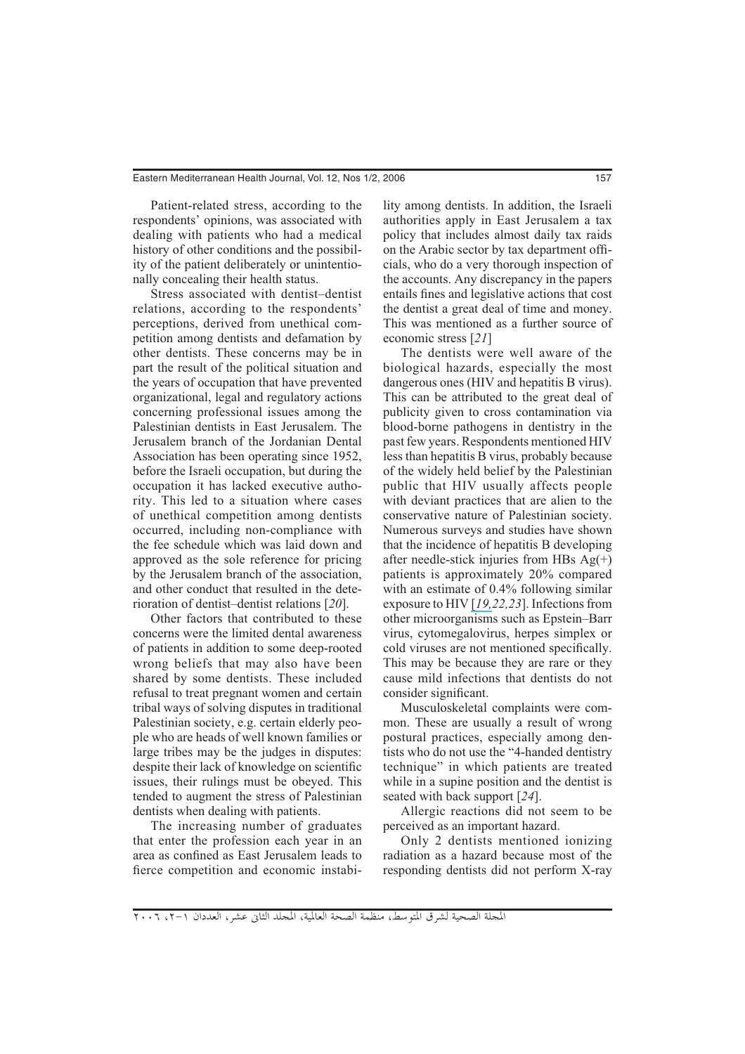Patient-related stress, according to the respondents' opinions, was associated with dealing with patients who had a medical history of other conditions and the possibility of the patient deliberately or unintentionally concealing their health status.

Stress associated with dentist–dentist relations, according to the respondents' perceptions, derived from unethical competition among dentists and defamation by other dentists. These concerns may be in part the result of the political situation and the years of occupation that have prevented organizational, legal and regulatory actions concerning professional issues among the Palestinian dentists in East Jerusalem. The Jerusalem branch of the Jordanian Dental Association has been operating since 1952, before the Israeli occupation, but during the occupation it has lacked executive authority. This led to a situation where cases of unethical competition among dentists occurred, including non-compliance with the fee schedule which was laid down and approved as the sole reference for pricing by the Jerusalem branch of the association, and other conduct that resulted in the deterioration of dentist–dentist relations [*20*].

Other factors that contributed to these concerns were the limited dental awareness of patients in addition to some deep-rooted wrong beliefs that may also have been shared by some dentists. These included refusal to treat pregnant women and certain tribal ways of solving disputes in traditional Palestinian society, e.g. certain elderly people who are heads of well known families or large tribes may be the judges in disputes: despite their lack of knowledge on scientific issues, their rulings must be obeyed. This tended to augment the stress of Palestinian dentists when dealing with patients.

The increasing number of graduates that enter the profession each year in an area as confined as East Jerusalem leads to fierce competition and economic instability among dentists. In addition, the Israeli authorities apply in East Jerusalem a tax policy that includes almost daily tax raids on the Arabic sector by tax department officials, who do a very thorough inspection of the accounts. Any discrepancy in the papers entails fines and legislative actions that cost the dentist a great deal of time and money. This was mentioned as a further source of economic stress [*21*]

The dentists were well aware of the biological hazards, especially the most dangerous ones (HIV and hepatitis B virus). This can be attributed to the great deal of publicity given to cross contamination via blood-borne pathogens in dentistry in the past few years. Respondents mentioned HIV less than hepatitis B virus, probably because of the widely held belief by the Palestinian public that HIV usually affects people with deviant practices that are alien to the conservative nature of Palestinian society. Numerous surveys and studies have shown that the incidence of hepatitis B developing after needle-stick injuries from HBs Ag(+) patients is approximately 20% compared with an estimate of 0.4% following similar exposure to HIV [*19,22,23*]. Infections from other microorganisms such as Epstein–Barr virus, cytomegalovirus, herpes simplex or cold viruses are not mentioned specifically. This may be because they are rare or they cause mild infections that dentists do not consider significant.

Musculoskeletal complaints were common. These are usually a result of wrong postural practices, especially among dentists who do not use the "4-handed dentistry technique" in which patients are treated while in a supine position and the dentist is seated with back support [*24*].

Allergic reactions did not seem to be perceived as an important hazard.

Only 2 dentists mentioned ionizing radiation as a hazard because most of the responding dentists did not perform X-ray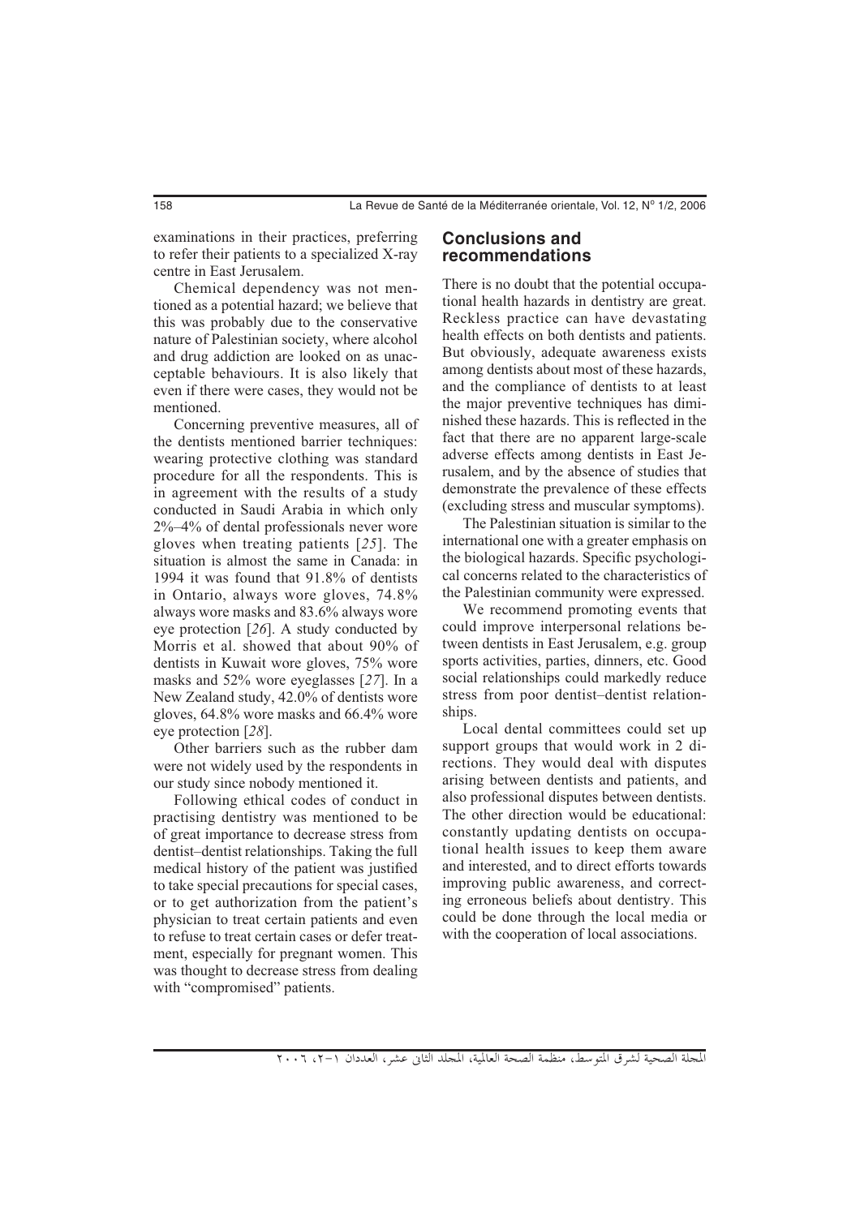examinations in their practices, preferring to refer their patients to a specialized X-ray centre in East Jerusalem.

Chemical dependency was not mentioned as a potential hazard; we believe that this was probably due to the conservative nature of Palestinian society, where alcohol and drug addiction are looked on as unacceptable behaviours. It is also likely that even if there were cases, they would not be mentioned.

Concerning preventive measures, all of the dentists mentioned barrier techniques: wearing protective clothing was standard procedure for all the respondents. This is in agreement with the results of a study conducted in Saudi Arabia in which only 2%–4% of dental professionals never wore gloves when treating patients [*25*]. The situation is almost the same in Canada: in 1994 it was found that 91.8% of dentists in Ontario, always wore gloves, 74.8% always wore masks and 83.6% always wore eye protection [*26*]. A study conducted by Morris et al. showed that about 90% of dentists in Kuwait wore gloves, 75% wore masks and 52% wore eyeglasses [*27*]. In a New Zealand study, 42.0% of dentists wore gloves, 64.8% wore masks and 66.4% wore eye protection [*28*].

Other barriers such as the rubber dam were not widely used by the respondents in our study since nobody mentioned it.

Following ethical codes of conduct in practising dentistry was mentioned to be of great importance to decrease stress from dentist–dentist relationships. Taking the full medical history of the patient was justified to take special precautions for special cases, or to get authorization from the patient's physician to treat certain patients and even to refuse to treat certain cases or defer treatment, especially for pregnant women. This was thought to decrease stress from dealing with "compromised" patients.

## Conclusions and recommendations

There is no doubt that the potential occupational health hazards in dentistry are great. Reckless practice can have devastating health effects on both dentists and patients. But obviously, adequate awareness exists among dentists about most of these hazards, and the compliance of dentists to at least the major preventive techniques has diminished these hazards. This is reflected in the fact that there are no apparent large-scale adverse effects among dentists in East Jerusalem, and by the absence of studies that demonstrate the prevalence of these effects (excluding stress and muscular symptoms).

The Palestinian situation is similar to the international one with a greater emphasis on the biological hazards. Specific psychological concerns related to the characteristics of the Palestinian community were expressed.

We recommend promoting events that could improve interpersonal relations between dentists in East Jerusalem, e.g. group sports activities, parties, dinners, etc. Good social relationships could markedly reduce stress from poor dentist–dentist relationships.

Local dental committees could set up support groups that would work in 2 directions. They would deal with disputes arising between dentists and patients, and also professional disputes between dentists. The other direction would be educational: constantly updating dentists on occupational health issues to keep them aware and interested, and to direct efforts towards improving public awareness, and correcting erroneous beliefs about dentistry. This could be done through the local media or with the cooperation of local associations.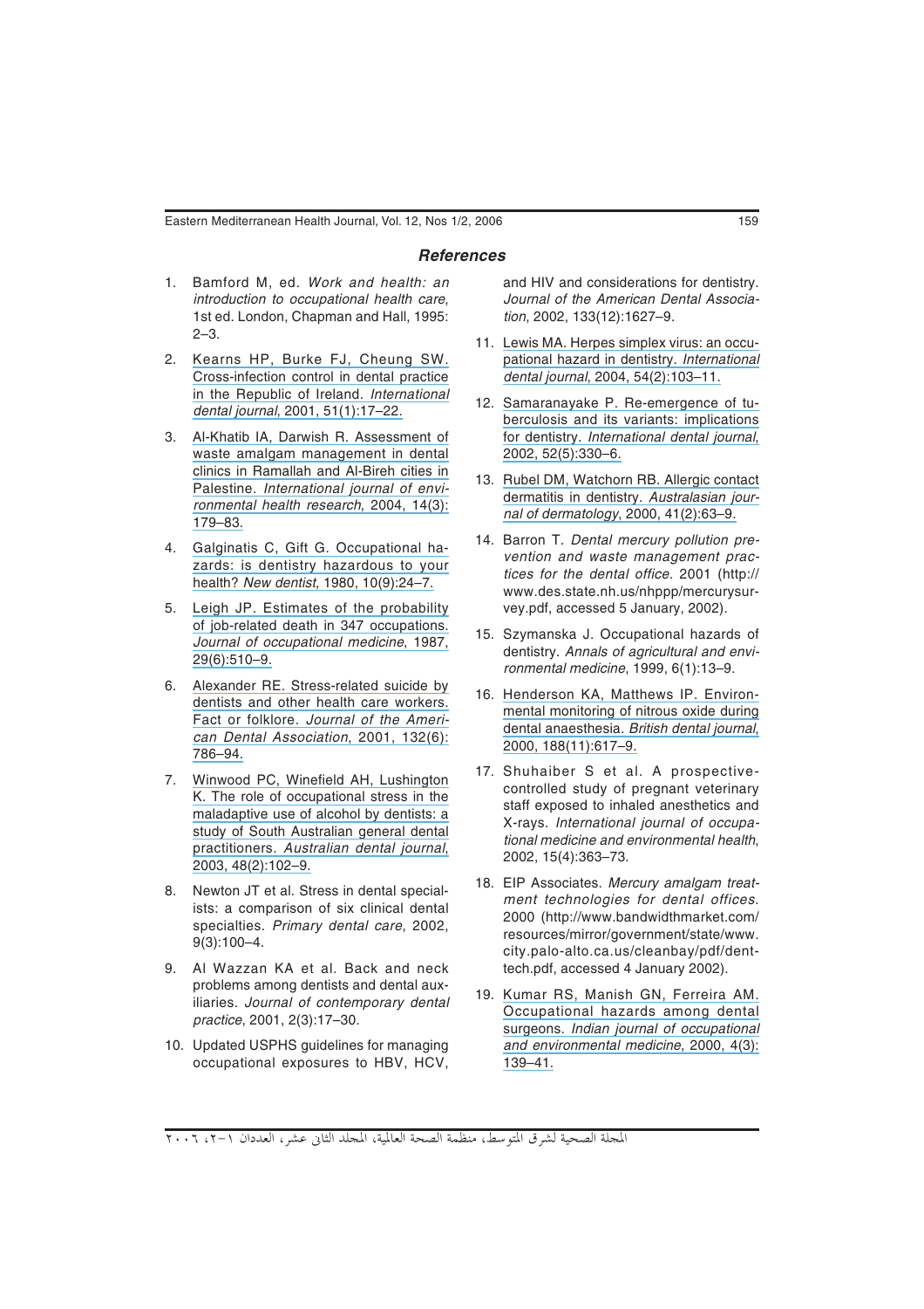## References

1. Bamford M, ed. *Work and health: an introduction to occupational health care*, 1st ed. London, Chapman and Hall, 1995: 2–3.
2. Kearns HP, Burke FJ, Cheung SW. Cross-infection control in dental practice in the Republic of Ireland. *International dental journal*, 2001, 51(1):17–22.
3. Al-Khatib IA, Darwish R. Assessment of waste amalgam management in dental clinics in Ramallah and Al-Bireh cities in Palestine. *International journal of environmental health research*, 2004, 14(3): 179–83.
4. Galginatis C, Gift G. Occupational hazards: is dentistry hazardous to your health? *New dentist*, 1980, 10(9):24–7.
5. Leigh JP. Estimates of the probability of job-related death in 347 occupations. *Journal of occupational medicine*, 1987, 29(6):510–9.
6. Alexander RE. Stress-related suicide by dentists and other health care workers. Fact or folklore. *Journal of the American Dental Association*, 2001, 132(6): 786–94.
7. Winwood PC, Winefield AH, Lushington K. The role of occupational stress in the maladaptive use of alcohol by dentists: a study of South Australian general dental practitioners. *Australian dental journal*, 2003, 48(2):102–9.
8. Newton JT et al. Stress in dental specialists: a comparison of six clinical dental specialties. *Primary dental care*, 2002, 9(3):100–4.
9. Al Wazzan KA et al. Back and neck problems among dentists and dental auxiliaries. *Journal of contemporary dental practice*, 2001, 2(3):17–30.
10. Updated USPHS guidelines for managing occupational exposures to HBV, HCV, and HIV and considerations for dentistry. *Journal of the American Dental Association*, 2002, 133(12):1627–9.
11. Lewis MA. Herpes simplex virus: an occupational hazard in dentistry. *International dental journal*, 2004, 54(2):103–11.
12. Samaranayake P. Re-emergence of tuberculosis and its variants: implications for dentistry. *International dental journal*, 2002, 52(5):330–6.
13. Rubel DM, Watchorn RB. Allergic contact dermatitis in dentistry. *Australasian journal of dermatology*, 2000, 41(2):63–9.
14. Barron T. *Dental mercury pollution prevention and waste management practices for the dental office*. 2001 (http://www.des.state.nh.us/nhppp/mercurysurvey.pdf, accessed 5 January, 2002).
15. Szymanska J. Occupational hazards of dentistry. *Annals of agricultural and environmental medicine*, 1999, 6(1):13–9.
16. Henderson KA, Matthews IP. Environmental monitoring of nitrous oxide during dental anaesthesia. *British dental journal*, 2000, 188(11):617–9.
17. Shuhaiber S et al. A prospective-controlled study of pregnant veterinary staff exposed to inhaled anesthetics and X-rays. *International journal of occupational medicine and environmental health*, 2002, 15(4):363–73.
18. EIP Associates. *Mercury amalgam treatment technologies for dental offices*. 2000 (http://www.bandwidthmarket.com/resources/mirror/government/state/www.city.palo-alto.ca.us/cleanbay/pdf/denttech.pdf, accessed 4 January 2002).
19. Kumar RS, Manish GN, Ferreira AM. Occupational hazards among dental surgeons. *Indian journal of occupational and environmental medicine*, 2000, 4(3): 139–41.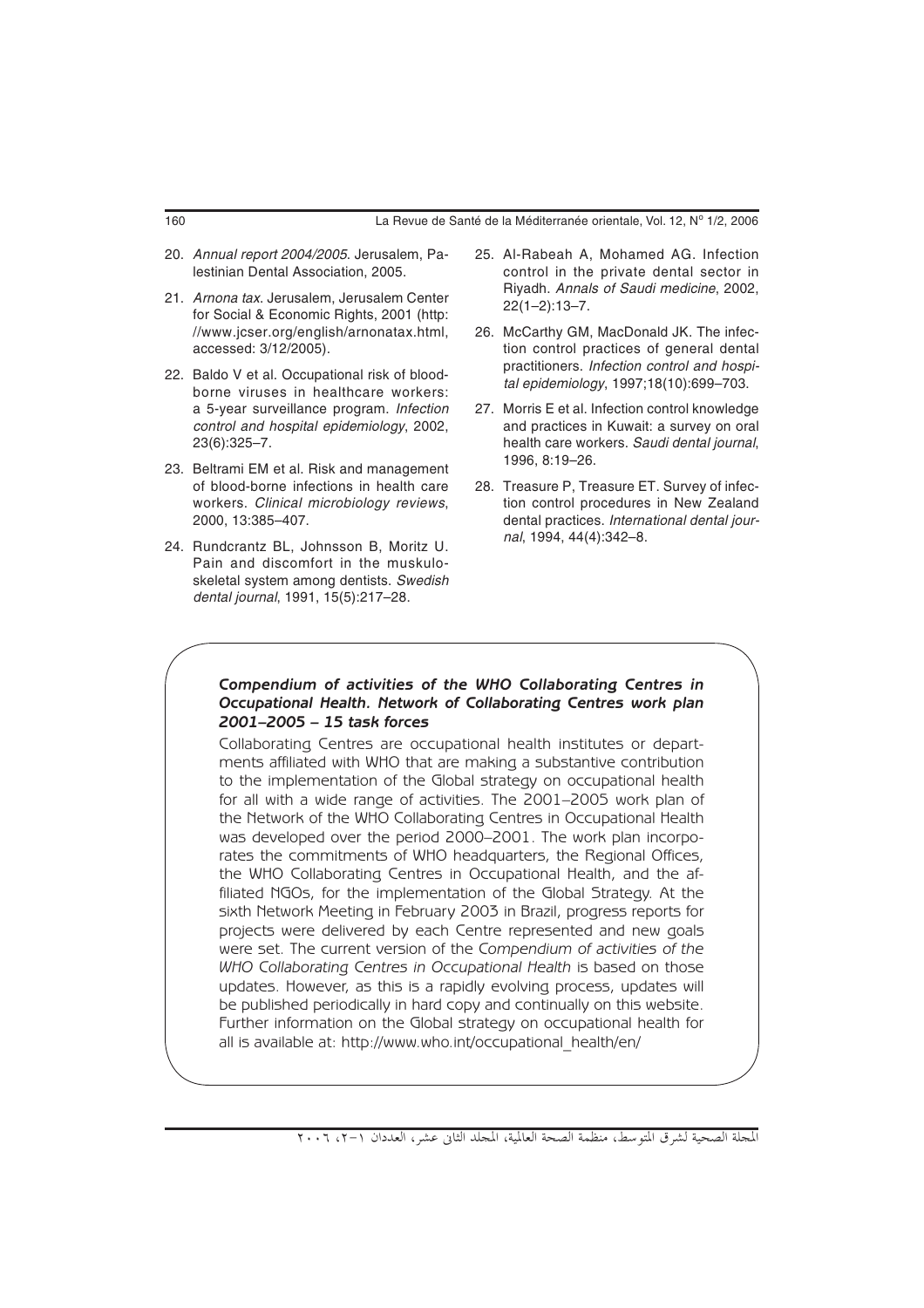20. *Annual report 2004/2005*. Jerusalem, Palestinian Dental Association, 2005.

21. *Arnona tax*. Jerusalem, Jerusalem Center for Social & Economic Rights, 2001 (http://www.jcser.org/english/arnonatax.html, accessed: 3/12/2005).

22. Baldo V et al. Occupational risk of blood-borne viruses in healthcare workers: a 5-year surveillance program. *Infection control and hospital epidemiology*, 2002, 23(6):325–7.

23. Beltrami EM et al. Risk and management of blood-borne infections in health care workers. *Clinical microbiology reviews*, 2000, 13:385–407.

24. Rundcrantz BL, Johnsson B, Moritz U. Pain and discomfort in the muskuloskeletal system among dentists. *Swedish dental journal*, 1991, 15(5):217–28.

25. Al-Rabeah A, Mohamed AG. Infection control in the private dental sector in Riyadh. *Annals of Saudi medicine*, 2002, 22(1–2):13–7.

26. McCarthy GM, MacDonald JK. The infection control practices of general dental practitioners. *Infection control and hospital epidemiology*, 1997;18(10):699–703.

27. Morris E et al. Infection control knowledge and practices in Kuwait: a survey on oral health care workers. *Saudi dental journal*, 1996, 8:19–26.

28. Treasure P, Treasure ET. Survey of infection control procedures in New Zealand dental practices. *International dental journal*, 1994, 44(4):342–8.

***Compendium of activities of the WHO Collaborating Centres in Occupational Health. Network of Collaborating Centres work plan 2001–2005 – 15 task forces***

Collaborating Centres are occupational health institutes or departments affiliated with WHO that are making a substantive contribution to the implementation of the Global strategy on occupational health for all with a wide range of activities. The 2001–2005 work plan of the Network of the WHO Collaborating Centres in Occupational Health was developed over the period 2000–2001. The work plan incorporates the commitments of WHO headquarters, the Regional Offices, the WHO Collaborating Centres in Occupational Health, and the affiliated NGOs, for the implementation of the Global Strategy. At the sixth Network Meeting in February 2003 in Brazil, progress reports for projects were delivered by each Centre represented and new goals were set. The current version of the *Compendium of activities of the WHO Collaborating Centres in Occupational Health* is based on those updates. However, as this is a rapidly evolving process, updates will be published periodically in hard copy and continually on this website. Further information on the Global strategy on occupational health for all is available at: http://www.who.int/occupational_health/en/